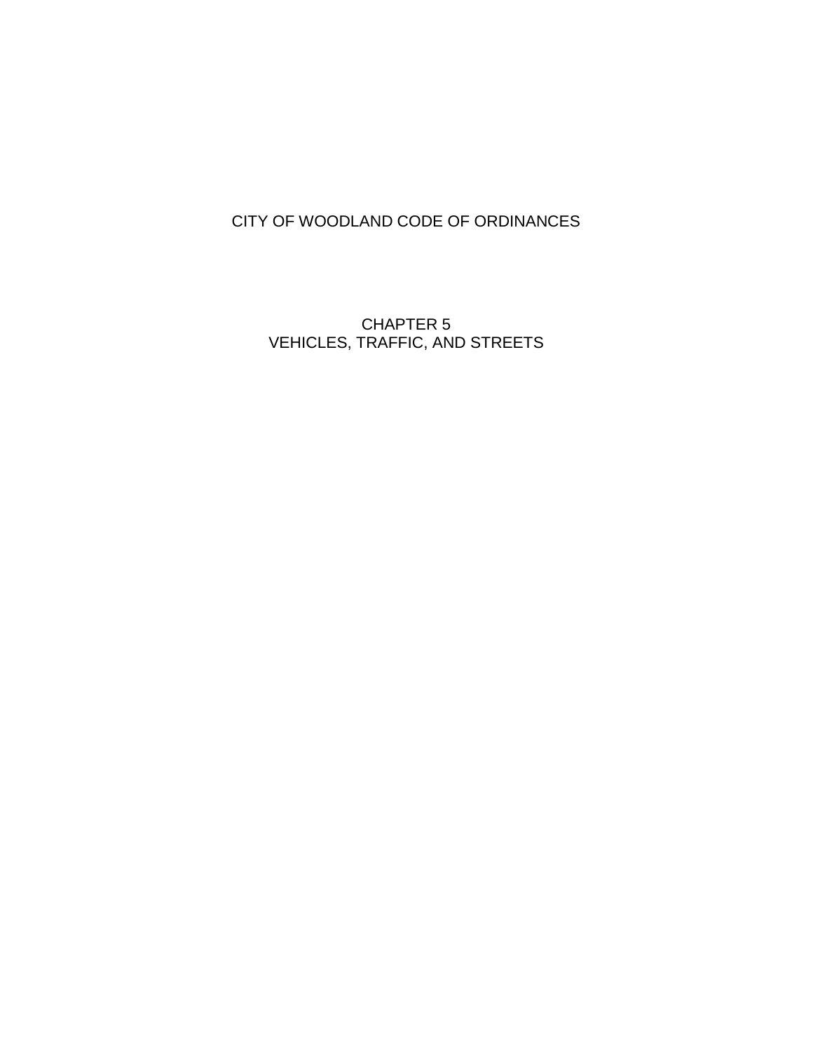# CITY OF WOODLAND CODE OF ORDINANCES

## CHAPTER 5
## VEHICLES, TRAFFIC, AND STREETS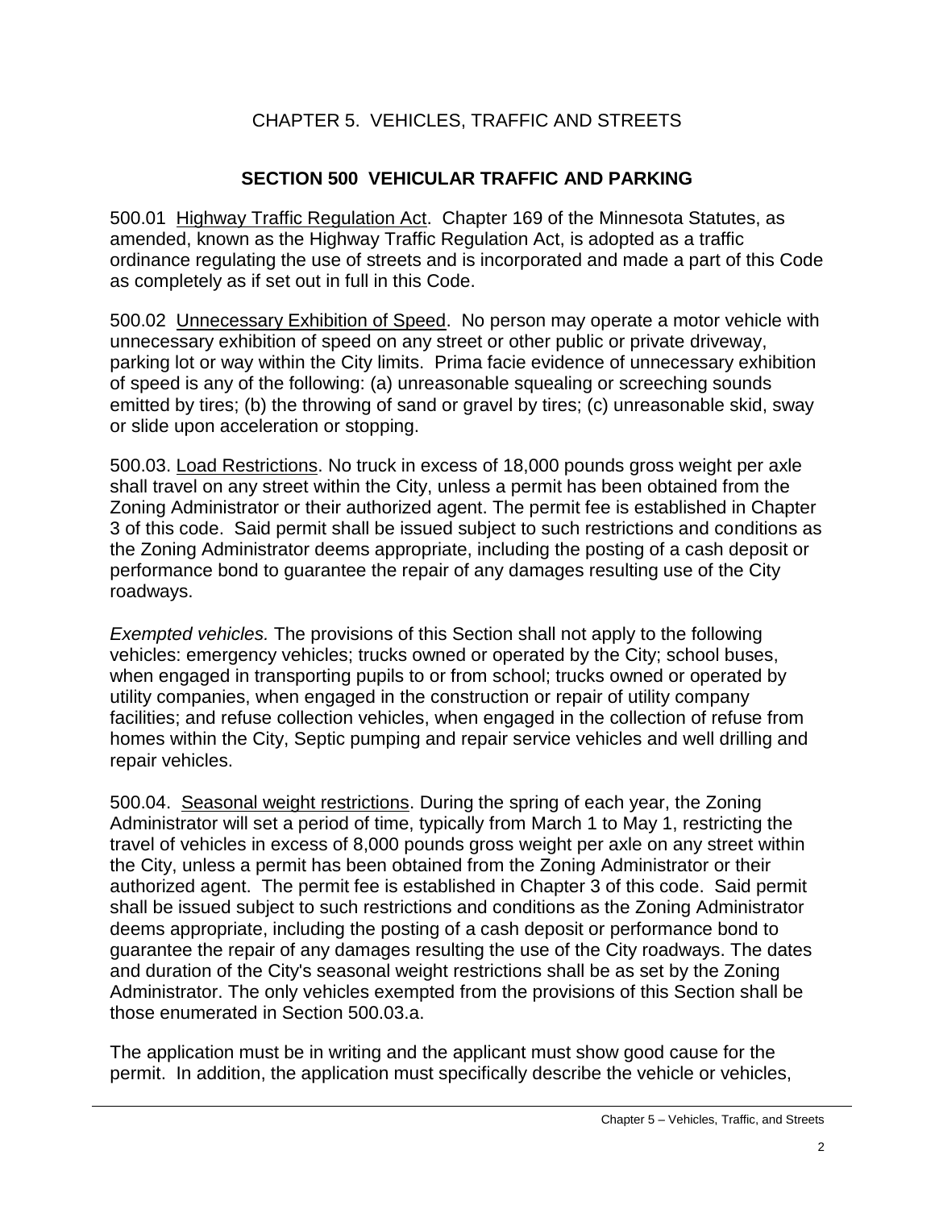# CHAPTER 5. VEHICLES, TRAFFIC AND STREETS

## SECTION 500 VEHICULAR TRAFFIC AND PARKING

500.01 Highway Traffic Regulation Act. Chapter 169 of the Minnesota Statutes, as amended, known as the Highway Traffic Regulation Act, is adopted as a traffic ordinance regulating the use of streets and is incorporated and made a part of this Code as completely as if set out in full in this Code.

500.02 Unnecessary Exhibition of Speed. No person may operate a motor vehicle with unnecessary exhibition of speed on any street or other public or private driveway, parking lot or way within the City limits. Prima facie evidence of unnecessary exhibition of speed is any of the following: (a) unreasonable squealing or screeching sounds emitted by tires; (b) the throwing of sand or gravel by tires; (c) unreasonable skid, sway or slide upon acceleration or stopping.

500.03. Load Restrictions. No truck in excess of 18,000 pounds gross weight per axle shall travel on any street within the City, unless a permit has been obtained from the Zoning Administrator or their authorized agent. The permit fee is established in Chapter 3 of this code. Said permit shall be issued subject to such restrictions and conditions as the Zoning Administrator deems appropriate, including the posting of a cash deposit or performance bond to guarantee the repair of any damages resulting use of the City roadways.

*Exempted vehicles.* The provisions of this Section shall not apply to the following vehicles: emergency vehicles; trucks owned or operated by the City; school buses, when engaged in transporting pupils to or from school; trucks owned or operated by utility companies, when engaged in the construction or repair of utility company facilities; and refuse collection vehicles, when engaged in the collection of refuse from homes within the City, Septic pumping and repair service vehicles and well drilling and repair vehicles.

500.04. Seasonal weight restrictions. During the spring of each year, the Zoning Administrator will set a period of time, typically from March 1 to May 1, restricting the travel of vehicles in excess of 8,000 pounds gross weight per axle on any street within the City, unless a permit has been obtained from the Zoning Administrator or their authorized agent. The permit fee is established in Chapter 3 of this code. Said permit shall be issued subject to such restrictions and conditions as the Zoning Administrator deems appropriate, including the posting of a cash deposit or performance bond to guarantee the repair of any damages resulting the use of the City roadways. The dates and duration of the City's seasonal weight restrictions shall be as set by the Zoning Administrator. The only vehicles exempted from the provisions of this Section shall be those enumerated in Section 500.03.a.

The application must be in writing and the applicant must show good cause for the permit. In addition, the application must specifically describe the vehicle or vehicles,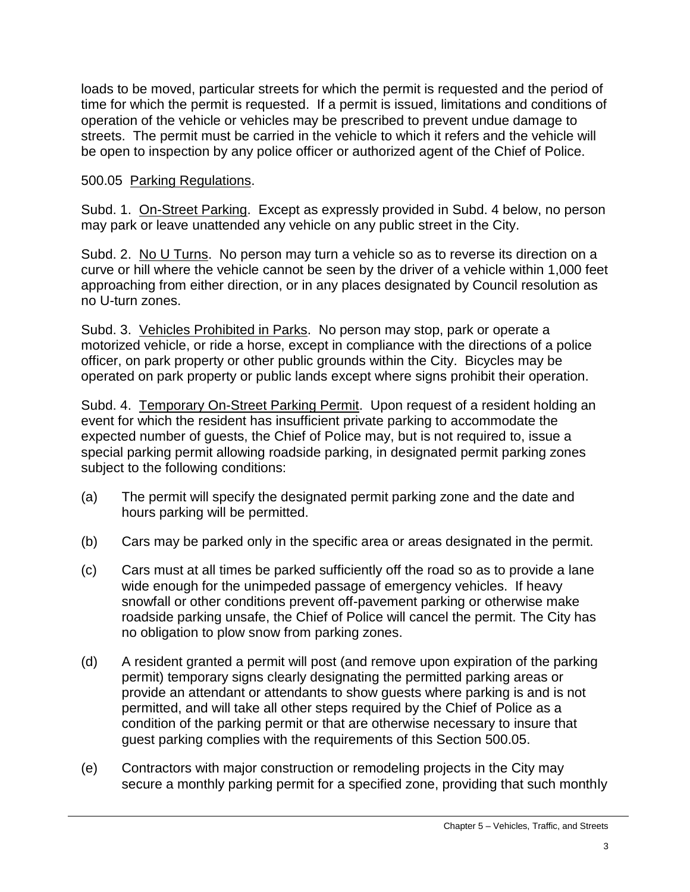loads to be moved, particular streets for which the permit is requested and the period of time for which the permit is requested. If a permit is issued, limitations and conditions of operation of the vehicle or vehicles may be prescribed to prevent undue damage to streets. The permit must be carried in the vehicle to which it refers and the vehicle will be open to inspection by any police officer or authorized agent of the Chief of Police.

500.05 Parking Regulations.

Subd. 1. On-Street Parking. Except as expressly provided in Subd. 4 below, no person may park or leave unattended any vehicle on any public street in the City.

Subd. 2. No U Turns. No person may turn a vehicle so as to reverse its direction on a curve or hill where the vehicle cannot be seen by the driver of a vehicle within 1,000 feet approaching from either direction, or in any places designated by Council resolution as no U-turn zones.

Subd. 3. Vehicles Prohibited in Parks. No person may stop, park or operate a motorized vehicle, or ride a horse, except in compliance with the directions of a police officer, on park property or other public grounds within the City. Bicycles may be operated on park property or public lands except where signs prohibit their operation.

Subd. 4. Temporary On-Street Parking Permit. Upon request of a resident holding an event for which the resident has insufficient private parking to accommodate the expected number of guests, the Chief of Police may, but is not required to, issue a special parking permit allowing roadside parking, in designated permit parking zones subject to the following conditions:

(a) The permit will specify the designated permit parking zone and the date and hours parking will be permitted.

(b) Cars may be parked only in the specific area or areas designated in the permit.

(c) Cars must at all times be parked sufficiently off the road so as to provide a lane wide enough for the unimpeded passage of emergency vehicles. If heavy snowfall or other conditions prevent off-pavement parking or otherwise make roadside parking unsafe, the Chief of Police will cancel the permit. The City has no obligation to plow snow from parking zones.

(d) A resident granted a permit will post (and remove upon expiration of the parking permit) temporary signs clearly designating the permitted parking areas or provide an attendant or attendants to show guests where parking is and is not permitted, and will take all other steps required by the Chief of Police as a condition of the parking permit or that are otherwise necessary to insure that guest parking complies with the requirements of this Section 500.05.

(e) Contractors with major construction or remodeling projects in the City may secure a monthly parking permit for a specified zone, providing that such monthly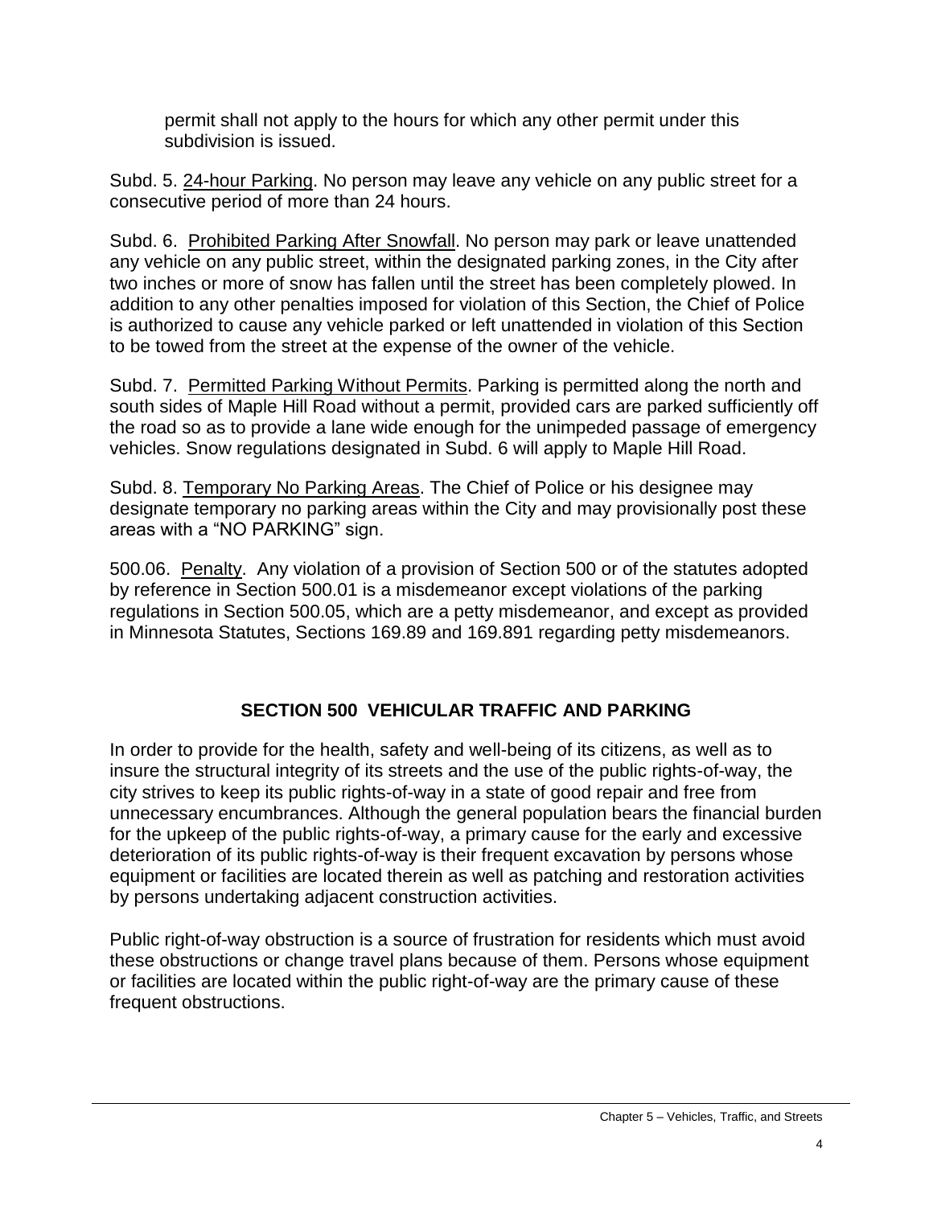permit shall not apply to the hours for which any other permit under this subdivision is issued.

Subd. 5. <u>24-hour Parking</u>. No person may leave any vehicle on any public street for a consecutive period of more than 24 hours.

Subd. 6. <u>Prohibited Parking After Snowfall</u>. No person may park or leave unattended any vehicle on any public street, within the designated parking zones, in the City after two inches or more of snow has fallen until the street has been completely plowed. In addition to any other penalties imposed for violation of this Section, the Chief of Police is authorized to cause any vehicle parked or left unattended in violation of this Section to be towed from the street at the expense of the owner of the vehicle.

Subd. 7. <u>Permitted Parking Without Permits</u>. Parking is permitted along the north and south sides of Maple Hill Road without a permit, provided cars are parked sufficiently off the road so as to provide a lane wide enough for the unimpeded passage of emergency vehicles. Snow regulations designated in Subd. 6 will apply to Maple Hill Road.

Subd. 8. <u>Temporary No Parking Areas</u>. The Chief of Police or his designee may designate temporary no parking areas within the City and may provisionally post these areas with a "NO PARKING" sign.

500.06. <u>Penalty</u>. Any violation of a provision of Section 500 or of the statutes adopted by reference in Section 500.01 is a misdemeanor except violations of the parking regulations in Section 500.05, which are a petty misdemeanor, and except as provided in Minnesota Statutes, Sections 169.89 and 169.891 regarding petty misdemeanors.

## SECTION 500 VEHICULAR TRAFFIC AND PARKING

In order to provide for the health, safety and well-being of its citizens, as well as to insure the structural integrity of its streets and the use of the public rights-of-way, the city strives to keep its public rights-of-way in a state of good repair and free from unnecessary encumbrances. Although the general population bears the financial burden for the upkeep of the public rights-of-way, a primary cause for the early and excessive deterioration of its public rights-of-way is their frequent excavation by persons whose equipment or facilities are located therein as well as patching and restoration activities by persons undertaking adjacent construction activities.

Public right-of-way obstruction is a source of frustration for residents which must avoid these obstructions or change travel plans because of them. Persons whose equipment or facilities are located within the public right-of-way are the primary cause of these frequent obstructions.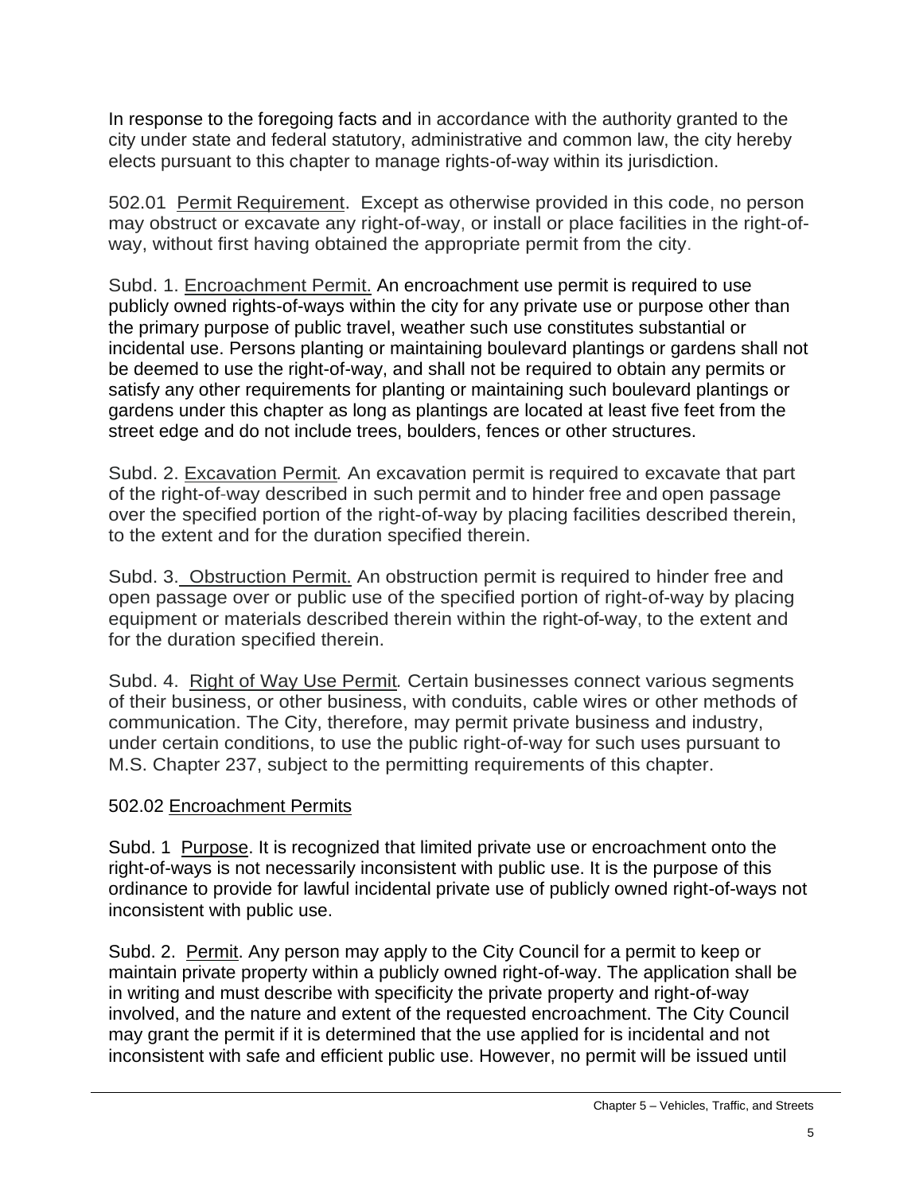In response to the foregoing facts and in accordance with the authority granted to the city under state and federal statutory, administrative and common law, the city hereby elects pursuant to this chapter to manage rights-of-way within its jurisdiction.

502.01 Permit Requirement. Except as otherwise provided in this code, no person may obstruct or excavate any right-of-way, or install or place facilities in the right-of-way, without first having obtained the appropriate permit from the city.

Subd. 1. Encroachment Permit. An encroachment use permit is required to use publicly owned rights-of-ways within the city for any private use or purpose other than the primary purpose of public travel, weather such use constitutes substantial or incidental use. Persons planting or maintaining boulevard plantings or gardens shall not be deemed to use the right-of-way, and shall not be required to obtain any permits or satisfy any other requirements for planting or maintaining such boulevard plantings or gardens under this chapter as long as plantings are located at least five feet from the street edge and do not include trees, boulders, fences or other structures.

Subd. 2. Excavation Permit. An excavation permit is required to excavate that part of the right-of-way described in such permit and to hinder free and open passage over the specified portion of the right-of-way by placing facilities described therein, to the extent and for the duration specified therein.

Subd. 3. Obstruction Permit. An obstruction permit is required to hinder free and open passage over or public use of the specified portion of right-of-way by placing equipment or materials described therein within the right-of-way, to the extent and for the duration specified therein.

Subd. 4. Right of Way Use Permit. Certain businesses connect various segments of their business, or other business, with conduits, cable wires or other methods of communication. The City, therefore, may permit private business and industry, under certain conditions, to use the public right-of-way for such uses pursuant to M.S. Chapter 237, subject to the permitting requirements of this chapter.

502.02 Encroachment Permits

Subd. 1 Purpose. It is recognized that limited private use or encroachment onto the right-of-ways is not necessarily inconsistent with public use. It is the purpose of this ordinance to provide for lawful incidental private use of publicly owned right-of-ways not inconsistent with public use.

Subd. 2. Permit. Any person may apply to the City Council for a permit to keep or maintain private property within a publicly owned right-of-way. The application shall be in writing and must describe with specificity the private property and right-of-way involved, and the nature and extent of the requested encroachment. The City Council may grant the permit if it is determined that the use applied for is incidental and not inconsistent with safe and efficient public use. However, no permit will be issued until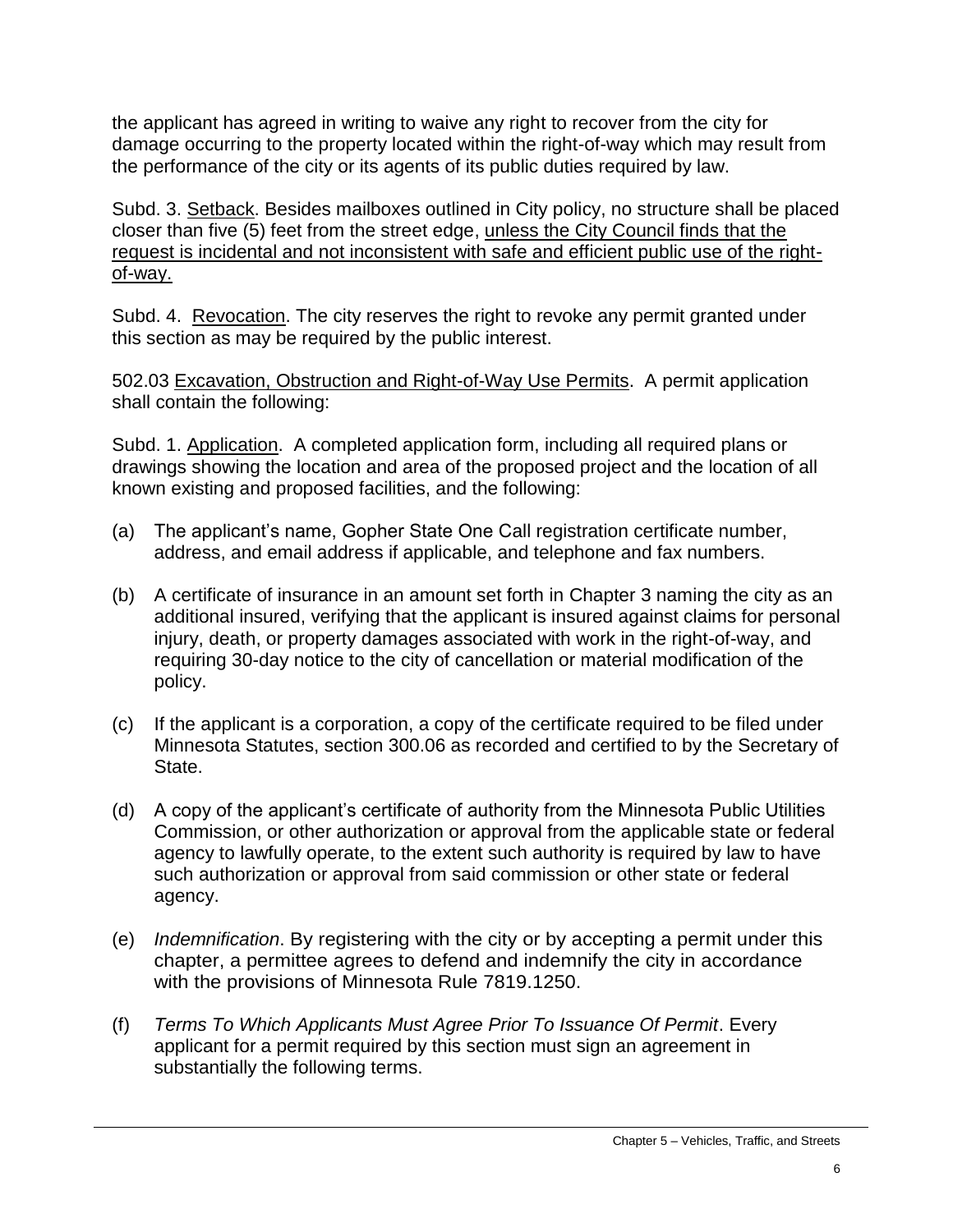the applicant has agreed in writing to waive any right to recover from the city for damage occurring to the property located within the right-of-way which may result from the performance of the city or its agents of its public duties required by law.

Subd. 3. <u>Setback</u>. Besides mailboxes outlined in City policy, no structure shall be placed closer than five (5) feet from the street edge, <u>unless the City Council finds that the request is incidental and not inconsistent with safe and efficient public use of the right-of-way.</u>

Subd. 4. <u>Revocation</u>. The city reserves the right to revoke any permit granted under this section as may be required by the public interest.

502.03 <u>Excavation, Obstruction and Right-of-Way Use Permits</u>. A permit application shall contain the following:

Subd. 1. <u>Application</u>. A completed application form, including all required plans or drawings showing the location and area of the proposed project and the location of all known existing and proposed facilities, and the following:

(a) The applicant's name, Gopher State One Call registration certificate number, address, and email address if applicable, and telephone and fax numbers.

(b) A certificate of insurance in an amount set forth in Chapter 3 naming the city as an additional insured, verifying that the applicant is insured against claims for personal injury, death, or property damages associated with work in the right-of-way, and requiring 30-day notice to the city of cancellation or material modification of the policy.

(c) If the applicant is a corporation, a copy of the certificate required to be filed under Minnesota Statutes, section 300.06 as recorded and certified to by the Secretary of State.

(d) A copy of the applicant's certificate of authority from the Minnesota Public Utilities Commission, or other authorization or approval from the applicable state or federal agency to lawfully operate, to the extent such authority is required by law to have such authorization or approval from said commission or other state or federal agency.

(e) *Indemnification*. By registering with the city or by accepting a permit under this chapter, a permittee agrees to defend and indemnify the city in accordance with the provisions of Minnesota Rule 7819.1250.

(f) *Terms To Which Applicants Must Agree Prior To Issuance Of Permit*. Every applicant for a permit required by this section must sign an agreement in substantially the following terms.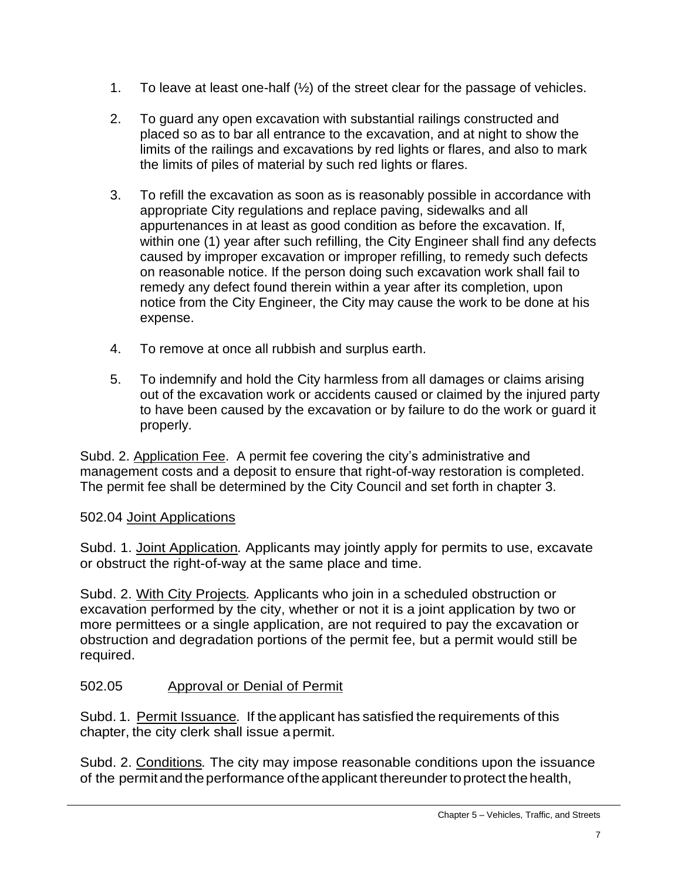1. To leave at least one-half (½) of the street clear for the passage of vehicles.

2. To guard any open excavation with substantial railings constructed and placed so as to bar all entrance to the excavation, and at night to show the limits of the railings and excavations by red lights or flares, and also to mark the limits of piles of material by such red lights or flares.

3. To refill the excavation as soon as is reasonably possible in accordance with appropriate City regulations and replace paving, sidewalks and all appurtenances in at least as good condition as before the excavation. If, within one (1) year after such refilling, the City Engineer shall find any defects caused by improper excavation or improper refilling, to remedy such defects on reasonable notice. If the person doing such excavation work shall fail to remedy any defect found therein within a year after its completion, upon notice from the City Engineer, the City may cause the work to be done at his expense.

4. To remove at once all rubbish and surplus earth.

5. To indemnify and hold the City harmless from all damages or claims arising out of the excavation work or accidents caused or claimed by the injured party to have been caused by the excavation or by failure to do the work or guard it properly.

Subd. 2. Application Fee. A permit fee covering the city's administrative and management costs and a deposit to ensure that right-of-way restoration is completed. The permit fee shall be determined by the City Council and set forth in chapter 3.

502.04 Joint Applications

Subd. 1. Joint Application. Applicants may jointly apply for permits to use, excavate or obstruct the right-of-way at the same place and time.

Subd. 2. With City Projects. Applicants who join in a scheduled obstruction or excavation performed by the city, whether or not it is a joint application by two or more permittees or a single application, are not required to pay the excavation or obstruction and degradation portions of the permit fee, but a permit would still be required.

502.05 Approval or Denial of Permit

Subd. 1. Permit Issuance. If the applicant has satisfied the requirements of this chapter, the city clerk shall issue a permit.

Subd. 2. Conditions. The city may impose reasonable conditions upon the issuance of the permit and the performance of the applicant thereunder to protect the health,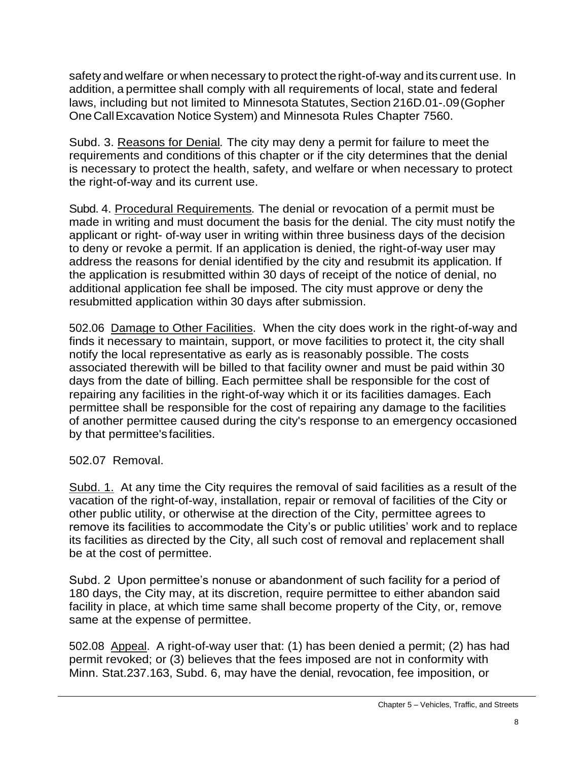safety and welfare or when necessary to protect the right-of-way and its current use. In addition, a permittee shall comply with all requirements of local, state and federal laws, including but not limited to Minnesota Statutes, Section 216D.01-.09 (Gopher One Call Excavation Notice System) and Minnesota Rules Chapter 7560.

Subd. 3. Reasons for Denial. The city may deny a permit for failure to meet the requirements and conditions of this chapter or if the city determines that the denial is necessary to protect the health, safety, and welfare or when necessary to protect the right-of-way and its current use.

Subd. 4. Procedural Requirements. The denial or revocation of a permit must be made in writing and must document the basis for the denial. The city must notify the applicant or right- of-way user in writing within three business days of the decision to deny or revoke a permit. If an application is denied, the right-of-way user may address the reasons for denial identified by the city and resubmit its application. If the application is resubmitted within 30 days of receipt of the notice of denial, no additional application fee shall be imposed. The city must approve or deny the resubmitted application within 30 days after submission.

502.06 Damage to Other Facilities. When the city does work in the right-of-way and finds it necessary to maintain, support, or move facilities to protect it, the city shall notify the local representative as early as is reasonably possible. The costs associated therewith will be billed to that facility owner and must be paid within 30 days from the date of billing. Each permittee shall be responsible for the cost of repairing any facilities in the right-of-way which it or its facilities damages. Each permittee shall be responsible for the cost of repairing any damage to the facilities of another permittee caused during the city's response to an emergency occasioned by that permittee's facilities.

502.07 Removal.

Subd. 1. At any time the City requires the removal of said facilities as a result of the vacation of the right-of-way, installation, repair or removal of facilities of the City or other public utility, or otherwise at the direction of the City, permittee agrees to remove its facilities to accommodate the City's or public utilities' work and to replace its facilities as directed by the City, all such cost of removal and replacement shall be at the cost of permittee.

Subd. 2 Upon permittee's nonuse or abandonment of such facility for a period of 180 days, the City may, at its discretion, require permittee to either abandon said facility in place, at which time same shall become property of the City, or, remove same at the expense of permittee.

502.08 Appeal. A right-of-way user that: (1) has been denied a permit; (2) has had permit revoked; or (3) believes that the fees imposed are not in conformity with Minn. Stat.237.163, Subd. 6, may have the denial, revocation, fee imposition, or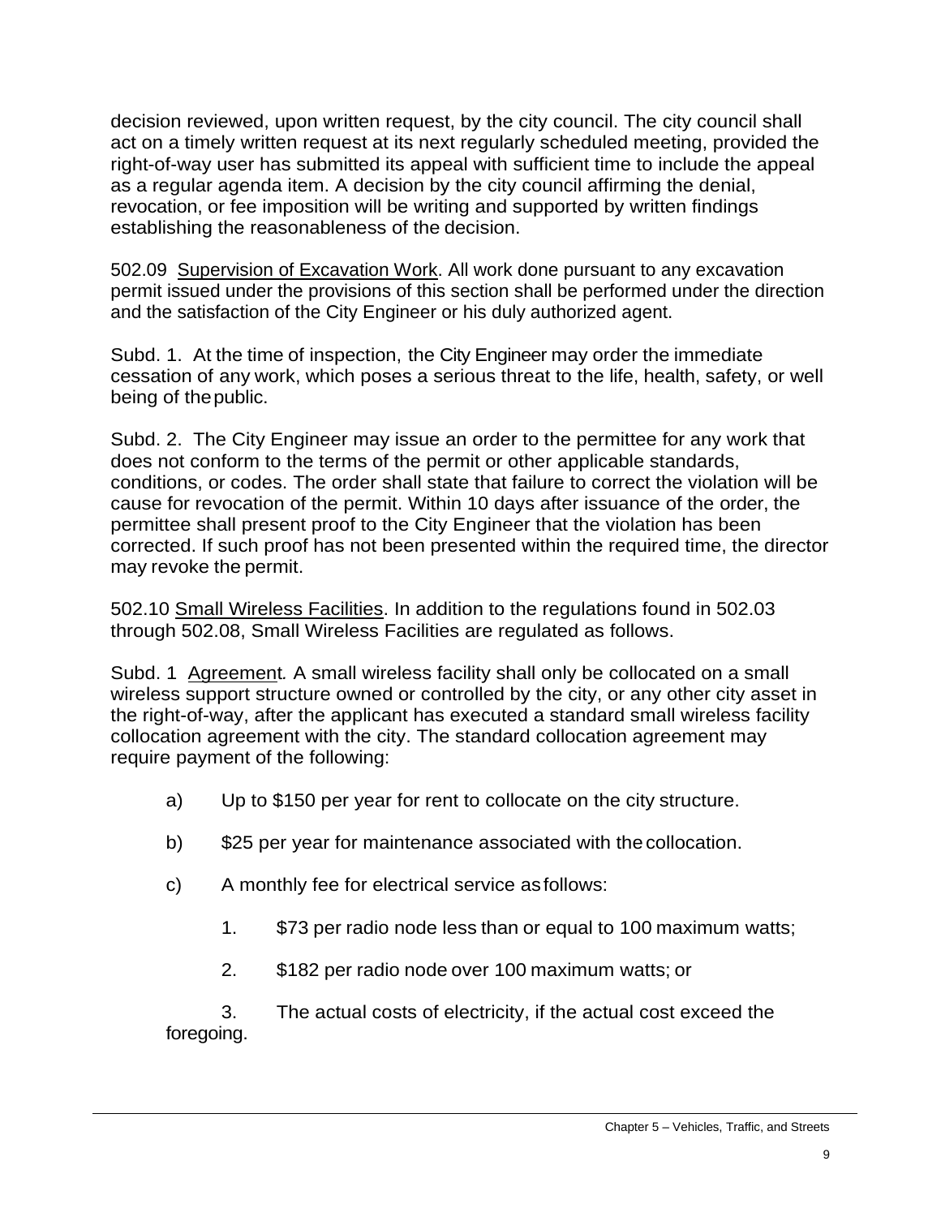decision reviewed, upon written request, by the city council. The city council shall act on a timely written request at its next regularly scheduled meeting, provided the right-of-way user has submitted its appeal with sufficient time to include the appeal as a regular agenda item. A decision by the city council affirming the denial, revocation, or fee imposition will be writing and supported by written findings establishing the reasonableness of the decision.

502.09 Supervision of Excavation Work. All work done pursuant to any excavation permit issued under the provisions of this section shall be performed under the direction and the satisfaction of the City Engineer or his duly authorized agent.

Subd. 1. At the time of inspection, the City Engineer may order the immediate cessation of any work, which poses a serious threat to the life, health, safety, or well being of the public.

Subd. 2. The City Engineer may issue an order to the permittee for any work that does not conform to the terms of the permit or other applicable standards, conditions, or codes. The order shall state that failure to correct the violation will be cause for revocation of the permit. Within 10 days after issuance of the order, the permittee shall present proof to the City Engineer that the violation has been corrected. If such proof has not been presented within the required time, the director may revoke the permit.

502.10 Small Wireless Facilities. In addition to the regulations found in 502.03 through 502.08, Small Wireless Facilities are regulated as follows.

Subd. 1 Agreement*.* A small wireless facility shall only be collocated on a small wireless support structure owned or controlled by the city, or any other city asset in the right-of-way, after the applicant has executed a standard small wireless facility collocation agreement with the city. The standard collocation agreement may require payment of the following:

a) Up to $150 per year for rent to collocate on the city structure.

b) $25 per year for maintenance associated with the collocation.

c) A monthly fee for electrical service as follows:

1. $73 per radio node less than or equal to 100 maximum watts;

2. $182 per radio node over 100 maximum watts; or

3. The actual costs of electricity, if the actual cost exceed the foregoing.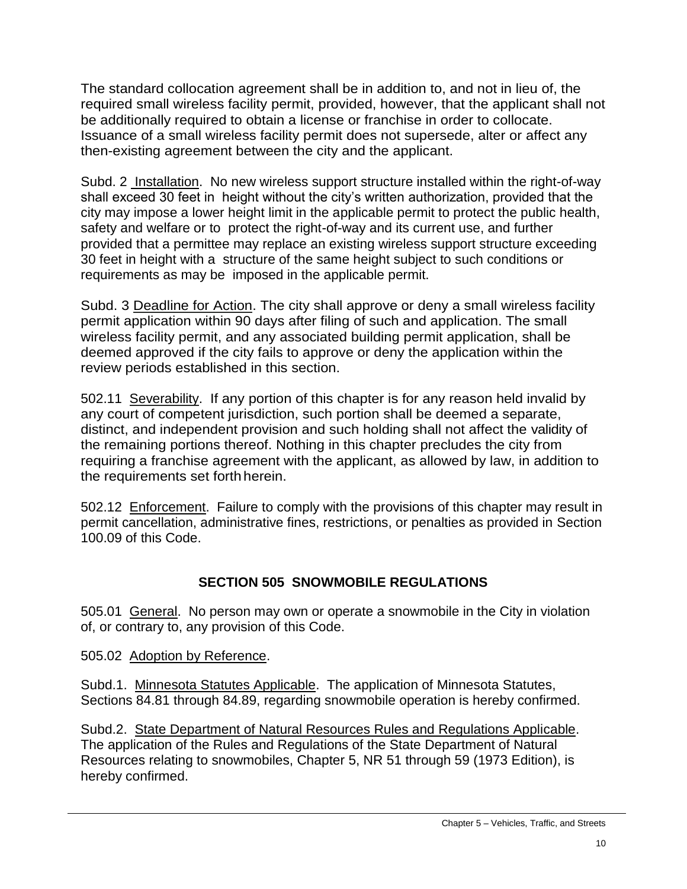The standard collocation agreement shall be in addition to, and not in lieu of, the required small wireless facility permit, provided, however, that the applicant shall not be additionally required to obtain a license or franchise in order to collocate. Issuance of a small wireless facility permit does not supersede, alter or affect any then-existing agreement between the city and the applicant.

Subd. 2 Installation. No new wireless support structure installed within the right-of-way shall exceed 30 feet in height without the city's written authorization, provided that the city may impose a lower height limit in the applicable permit to protect the public health, safety and welfare or to protect the right-of-way and its current use, and further provided that a permittee may replace an existing wireless support structure exceeding 30 feet in height with a structure of the same height subject to such conditions or requirements as may be imposed in the applicable permit.

Subd. 3 Deadline for Action. The city shall approve or deny a small wireless facility permit application within 90 days after filing of such and application. The small wireless facility permit, and any associated building permit application, shall be deemed approved if the city fails to approve or deny the application within the review periods established in this section.

502.11 Severability. If any portion of this chapter is for any reason held invalid by any court of competent jurisdiction, such portion shall be deemed a separate, distinct, and independent provision and such holding shall not affect the validity of the remaining portions thereof. Nothing in this chapter precludes the city from requiring a franchise agreement with the applicant, as allowed by law, in addition to the requirements set forth herein.

502.12 Enforcement. Failure to comply with the provisions of this chapter may result in permit cancellation, administrative fines, restrictions, or penalties as provided in Section 100.09 of this Code.

## SECTION 505 SNOWMOBILE REGULATIONS

505.01 General. No person may own or operate a snowmobile in the City in violation of, or contrary to, any provision of this Code.

505.02 Adoption by Reference.

Subd.1. Minnesota Statutes Applicable. The application of Minnesota Statutes, Sections 84.81 through 84.89, regarding snowmobile operation is hereby confirmed.

Subd.2. State Department of Natural Resources Rules and Regulations Applicable. The application of the Rules and Regulations of the State Department of Natural Resources relating to snowmobiles, Chapter 5, NR 51 through 59 (1973 Edition), is hereby confirmed.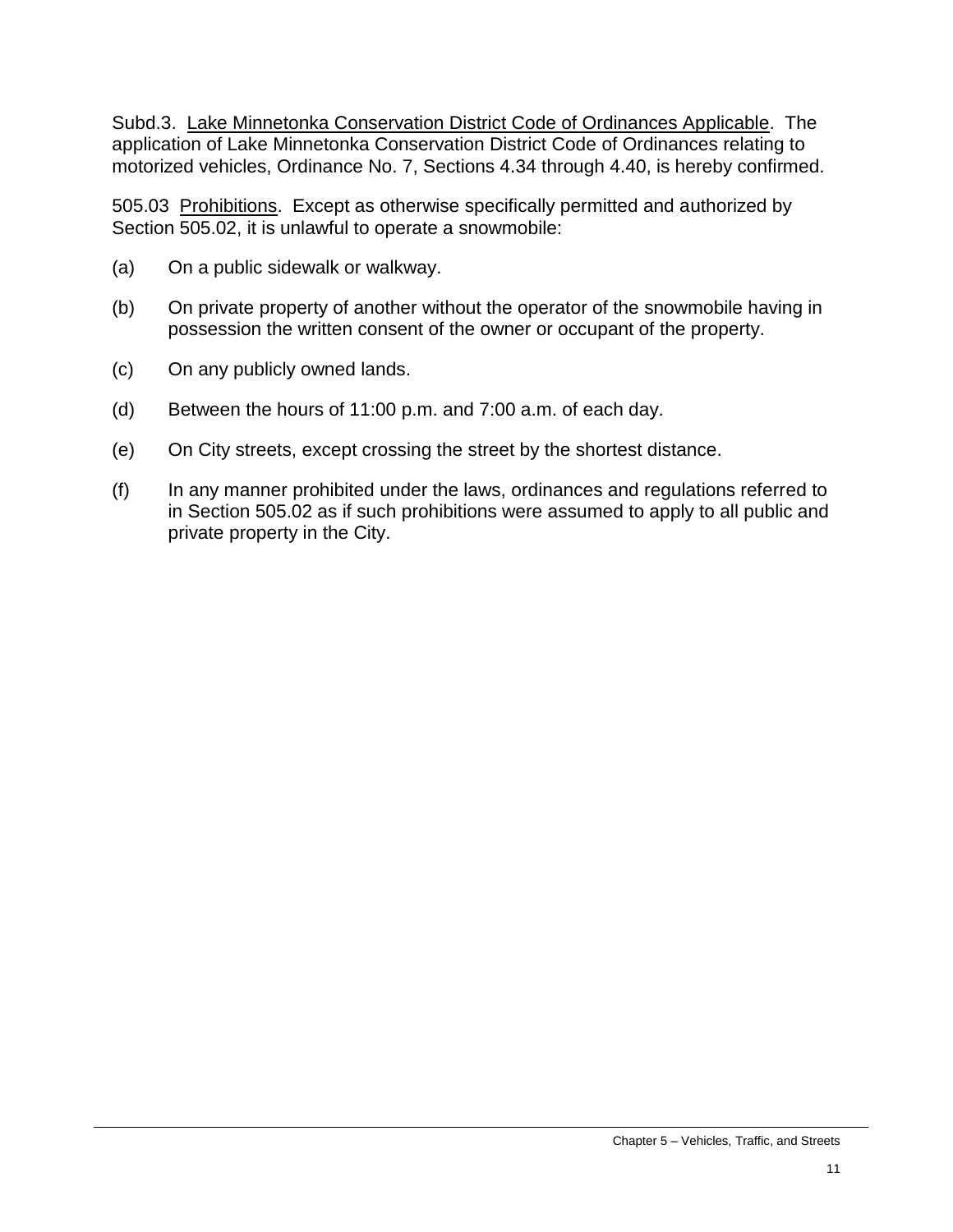Subd.3. Lake Minnetonka Conservation District Code of Ordinances Applicable. The application of Lake Minnetonka Conservation District Code of Ordinances relating to motorized vehicles, Ordinance No. 7, Sections 4.34 through 4.40, is hereby confirmed.

505.03 Prohibitions. Except as otherwise specifically permitted and authorized by Section 505.02, it is unlawful to operate a snowmobile:

(a) On a public sidewalk or walkway.

(b) On private property of another without the operator of the snowmobile having in possession the written consent of the owner or occupant of the property.

(c) On any publicly owned lands.

(d) Between the hours of 11:00 p.m. and 7:00 a.m. of each day.

(e) On City streets, except crossing the street by the shortest distance.

(f) In any manner prohibited under the laws, ordinances and regulations referred to in Section 505.02 as if such prohibitions were assumed to apply to all public and private property in the City.